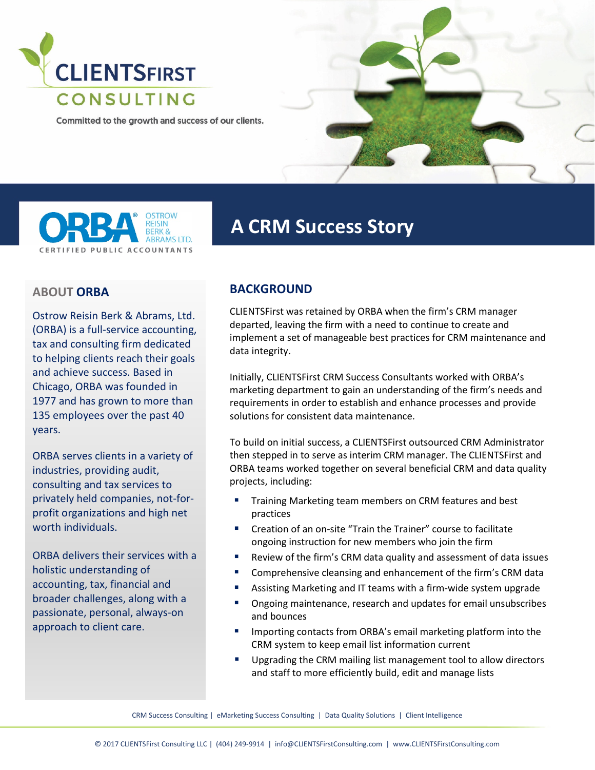# CLIENTSFIRST CONSULTING

Committed to the growth and success of our clients.

ORBA® OSTROW REISIN BERK & ABRAMS LTD. CERTIFIED PUBLIC ACCOUNTANTS

# A CRM Success Story

## ABOUT ORBA

Ostrow Reisin Berk & Abrams, Ltd. (ORBA) is a full-service accounting, tax and consulting firm dedicated to helping clients reach their goals and achieve success. Based in Chicago, ORBA was founded in 1977 and has grown to more than 135 employees over the past 40 years.

ORBA serves clients in a variety of industries, providing audit, consulting and tax services to privately held companies, not-for-profit organizations and high net worth individuals.

ORBA delivers their services with a holistic understanding of accounting, tax, financial and broader challenges, along with a passionate, personal, always-on approach to client care.

## BACKGROUND

CLIENTSFirst was retained by ORBA when the firm's CRM manager departed, leaving the firm with a need to continue to create and implement a set of manageable best practices for CRM maintenance and data integrity.

Initially, CLIENTSFirst CRM Success Consultants worked with ORBA's marketing department to gain an understanding of the firm's needs and requirements in order to establish and enhance processes and provide solutions for consistent data maintenance.

To build on initial success, a CLIENTSFirst outsourced CRM Administrator then stepped in to serve as interim CRM manager. The CLIENTSFirst and ORBA teams worked together on several beneficial CRM and data quality projects, including:

- Training Marketing team members on CRM features and best practices
- Creation of an on-site "Train the Trainer" course to facilitate ongoing instruction for new members who join the firm
- Review of the firm's CRM data quality and assessment of data issues
- Comprehensive cleansing and enhancement of the firm's CRM data
- Assisting Marketing and IT teams with a firm-wide system upgrade
- Ongoing maintenance, research and updates for email unsubscribes and bounces
- Importing contacts from ORBA's email marketing platform into the CRM system to keep email list information current
- Upgrading the CRM mailing list management tool to allow directors and staff to more efficiently build, edit and manage lists

CRM Success Consulting | eMarketing Success Consulting | Data Quality Solutions | Client Intelligence

© 2017 CLIENTSFirst Consulting LLC | (404) 249-9914 | info@CLIENTSFirstConsulting.com | www.CLIENTSFirstConsulting.com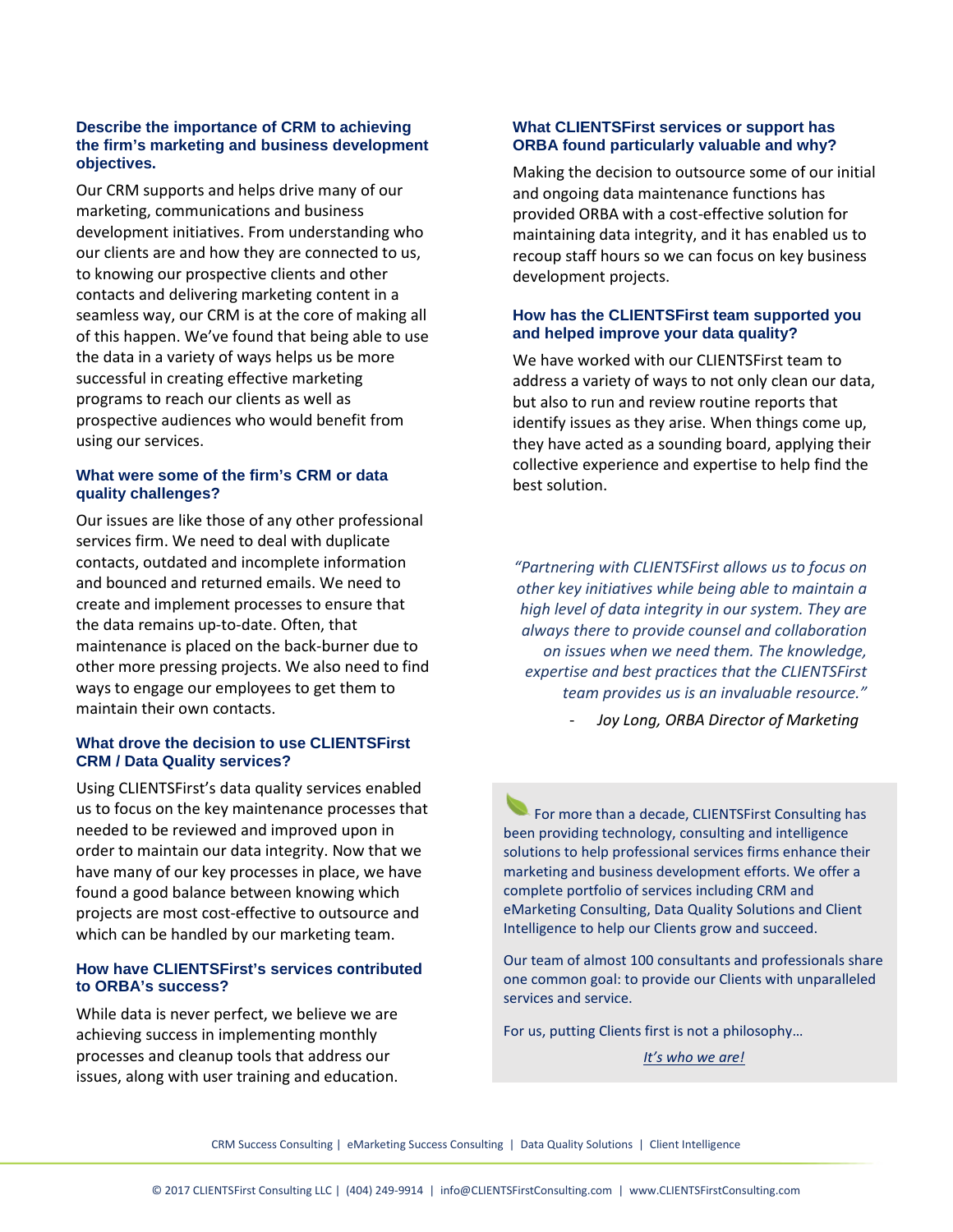### Describe the importance of CRM to achieving the firm's marketing and business development objectives.

Our CRM supports and helps drive many of our marketing, communications and business development initiatives. From understanding who our clients are and how they are connected to us, to knowing our prospective clients and other contacts and delivering marketing content in a seamless way, our CRM is at the core of making all of this happen. We've found that being able to use the data in a variety of ways helps us be more successful in creating effective marketing programs to reach our clients as well as prospective audiences who would benefit from using our services.

### What were some of the firm's CRM or data quality challenges?

Our issues are like those of any other professional services firm. We need to deal with duplicate contacts, outdated and incomplete information and bounced and returned emails. We need to create and implement processes to ensure that the data remains up-to-date. Often, that maintenance is placed on the back-burner due to other more pressing projects. We also need to find ways to engage our employees to get them to maintain their own contacts.

### What drove the decision to use CLIENTSFirst CRM / Data Quality services?

Using CLIENTSFirst's data quality services enabled us to focus on the key maintenance processes that needed to be reviewed and improved upon in order to maintain our data integrity. Now that we have many of our key processes in place, we have found a good balance between knowing which projects are most cost-effective to outsource and which can be handled by our marketing team.

### How have CLIENTSFirst's services contributed to ORBA's success?

While data is never perfect, we believe we are achieving success in implementing monthly processes and cleanup tools that address our issues, along with user training and education.

### What CLIENTSFirst services or support has ORBA found particularly valuable and why?

Making the decision to outsource some of our initial and ongoing data maintenance functions has provided ORBA with a cost-effective solution for maintaining data integrity, and it has enabled us to recoup staff hours so we can focus on key business development projects.

### How has the CLIENTSFirst team supported you and helped improve your data quality?

We have worked with our CLIENTSFirst team to address a variety of ways to not only clean our data, but also to run and review routine reports that identify issues as they arise. When things come up, they have acted as a sounding board, applying their collective experience and expertise to help find the best solution.

*"Partnering with CLIENTSFirst allows us to focus on other key initiatives while being able to maintain a high level of data integrity in our system. They are always there to provide counsel and collaboration on issues when we need them. The knowledge, expertise and best practices that the CLIENTSFirst team provides us is an invaluable resource."*

- *Joy Long, ORBA Director of Marketing*

For more than a decade, CLIENTSFirst Consulting has been providing technology, consulting and intelligence solutions to help professional services firms enhance their marketing and business development efforts. We offer a complete portfolio of services including CRM and eMarketing Consulting, Data Quality Solutions and Client Intelligence to help our Clients grow and succeed.

Our team of almost 100 consultants and professionals share one common goal: to provide our Clients with unparalleled services and service.

For us, putting Clients first is not a philosophy…

*It's who we are!*

CRM Success Consulting | eMarketing Success Consulting | Data Quality Solutions | Client Intelligence

© 2017 CLIENTSFirst Consulting LLC | (404) 249-9914 | info@CLIENTSFirstConsulting.com | www.CLIENTSFirstConsulting.com